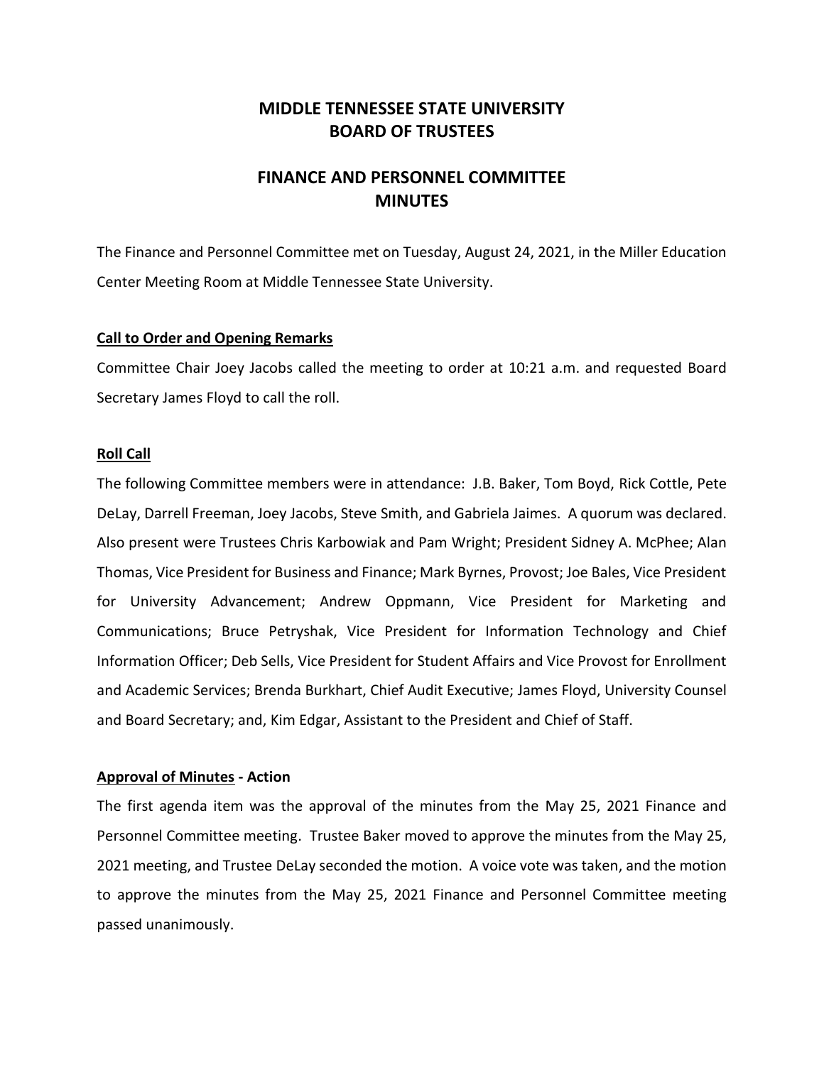# MIDDLE TENNESSEE STATE UNIVERSITY
# BOARD OF TRUSTEES

## FINANCE AND PERSONNEL COMMITTEE
## MINUTES

The Finance and Personnel Committee met on Tuesday, August 24, 2021, in the Miller Education Center Meeting Room at Middle Tennessee State University.

**Call to Order and Opening Remarks**

Committee Chair Joey Jacobs called the meeting to order at 10:21 a.m. and requested Board Secretary James Floyd to call the roll.

**Roll Call**

The following Committee members were in attendance: J.B. Baker, Tom Boyd, Rick Cottle, Pete DeLay, Darrell Freeman, Joey Jacobs, Steve Smith, and Gabriela Jaimes. A quorum was declared. Also present were Trustees Chris Karbowiak and Pam Wright; President Sidney A. McPhee; Alan Thomas, Vice President for Business and Finance; Mark Byrnes, Provost; Joe Bales, Vice President for University Advancement; Andrew Oppmann, Vice President for Marketing and Communications; Bruce Petryshak, Vice President for Information Technology and Chief Information Officer; Deb Sells, Vice President for Student Affairs and Vice Provost for Enrollment and Academic Services; Brenda Burkhart, Chief Audit Executive; James Floyd, University Counsel and Board Secretary; and, Kim Edgar, Assistant to the President and Chief of Staff.

**Approval of Minutes - Action**

The first agenda item was the approval of the minutes from the May 25, 2021 Finance and Personnel Committee meeting. Trustee Baker moved to approve the minutes from the May 25, 2021 meeting, and Trustee DeLay seconded the motion. A voice vote was taken, and the motion to approve the minutes from the May 25, 2021 Finance and Personnel Committee meeting passed unanimously.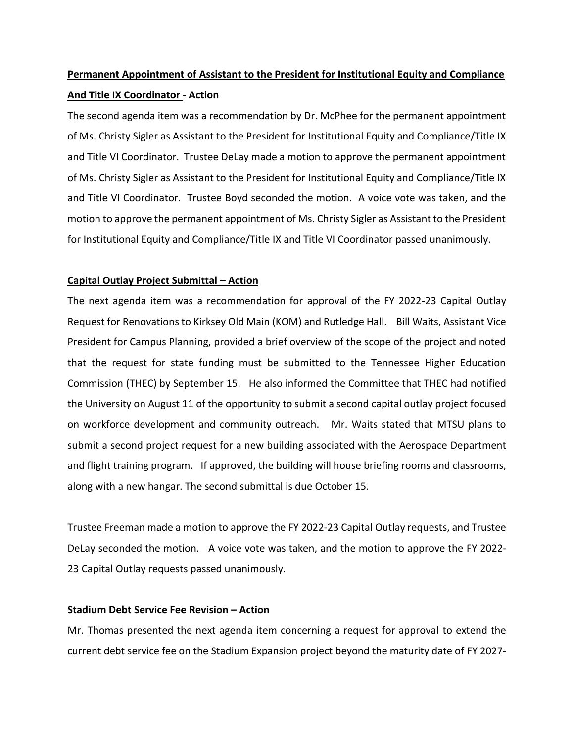**Permanent Appointment of Assistant to the President for Institutional Equity and Compliance And Title IX Coordinator - Action**

The second agenda item was a recommendation by Dr. McPhee for the permanent appointment of Ms. Christy Sigler as Assistant to the President for Institutional Equity and Compliance/Title IX and Title VI Coordinator. Trustee DeLay made a motion to approve the permanent appointment of Ms. Christy Sigler as Assistant to the President for Institutional Equity and Compliance/Title IX and Title VI Coordinator. Trustee Boyd seconded the motion. A voice vote was taken, and the motion to approve the permanent appointment of Ms. Christy Sigler as Assistant to the President for Institutional Equity and Compliance/Title IX and Title VI Coordinator passed unanimously.

**Capital Outlay Project Submittal – Action**

The next agenda item was a recommendation for approval of the FY 2022-23 Capital Outlay Request for Renovations to Kirksey Old Main (KOM) and Rutledge Hall. Bill Waits, Assistant Vice President for Campus Planning, provided a brief overview of the scope of the project and noted that the request for state funding must be submitted to the Tennessee Higher Education Commission (THEC) by September 15. He also informed the Committee that THEC had notified the University on August 11 of the opportunity to submit a second capital outlay project focused on workforce development and community outreach. Mr. Waits stated that MTSU plans to submit a second project request for a new building associated with the Aerospace Department and flight training program. If approved, the building will house briefing rooms and classrooms, along with a new hangar. The second submittal is due October 15.

Trustee Freeman made a motion to approve the FY 2022-23 Capital Outlay requests, and Trustee DeLay seconded the motion. A voice vote was taken, and the motion to approve the FY 2022-23 Capital Outlay requests passed unanimously.

**Stadium Debt Service Fee Revision – Action**

Mr. Thomas presented the next agenda item concerning a request for approval to extend the current debt service fee on the Stadium Expansion project beyond the maturity date of FY 2027-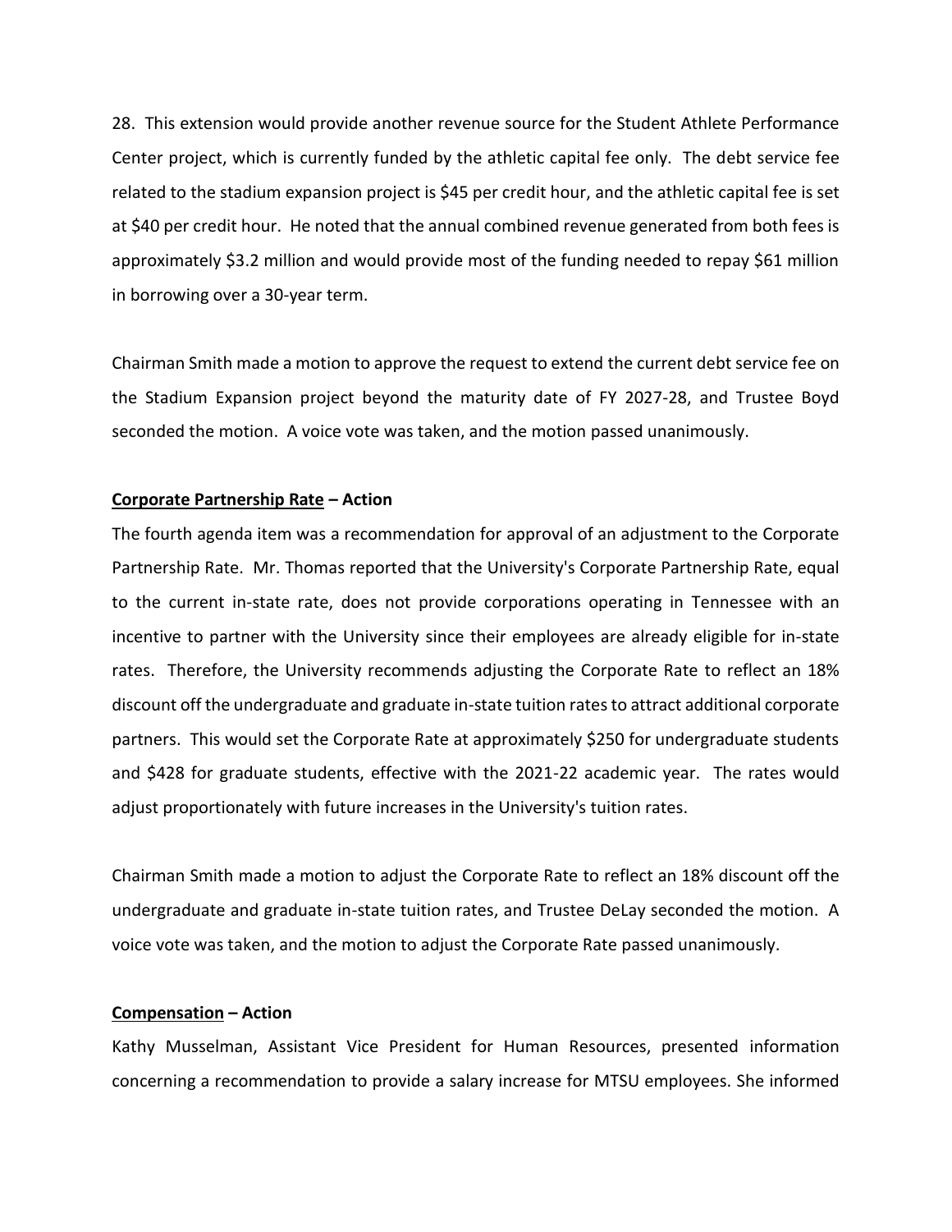28. This extension would provide another revenue source for the Student Athlete Performance Center project, which is currently funded by the athletic capital fee only. The debt service fee related to the stadium expansion project is $45 per credit hour, and the athletic capital fee is set at $40 per credit hour. He noted that the annual combined revenue generated from both fees is approximately $3.2 million and would provide most of the funding needed to repay $61 million in borrowing over a 30-year term.

Chairman Smith made a motion to approve the request to extend the current debt service fee on the Stadium Expansion project beyond the maturity date of FY 2027-28, and Trustee Boyd seconded the motion. A voice vote was taken, and the motion passed unanimously.

**Corporate Partnership Rate – Action**

The fourth agenda item was a recommendation for approval of an adjustment to the Corporate Partnership Rate. Mr. Thomas reported that the University's Corporate Partnership Rate, equal to the current in-state rate, does not provide corporations operating in Tennessee with an incentive to partner with the University since their employees are already eligible for in-state rates. Therefore, the University recommends adjusting the Corporate Rate to reflect an 18% discount off the undergraduate and graduate in-state tuition rates to attract additional corporate partners. This would set the Corporate Rate at approximately $250 for undergraduate students and $428 for graduate students, effective with the 2021-22 academic year. The rates would adjust proportionately with future increases in the University's tuition rates.

Chairman Smith made a motion to adjust the Corporate Rate to reflect an 18% discount off the undergraduate and graduate in-state tuition rates, and Trustee DeLay seconded the motion. A voice vote was taken, and the motion to adjust the Corporate Rate passed unanimously.

**Compensation – Action**

Kathy Musselman, Assistant Vice President for Human Resources, presented information concerning a recommendation to provide a salary increase for MTSU employees. She informed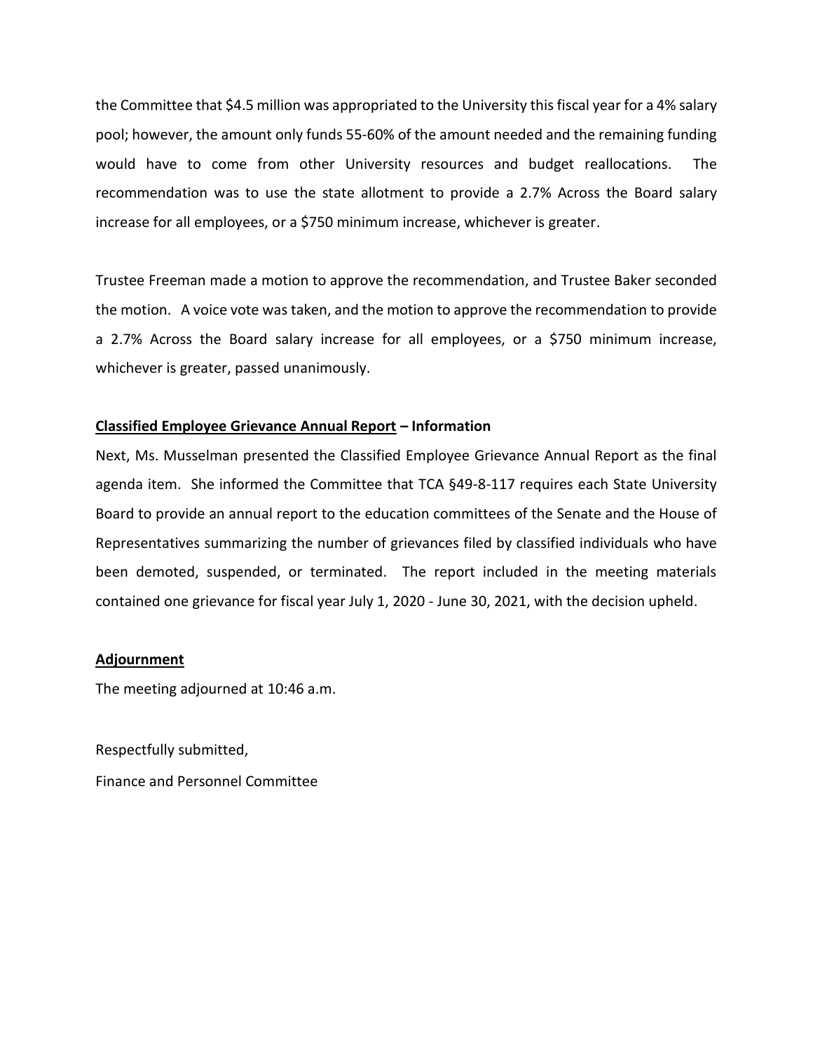the Committee that $4.5 million was appropriated to the University this fiscal year for a 4% salary pool; however, the amount only funds 55-60% of the amount needed and the remaining funding would have to come from other University resources and budget reallocations. The recommendation was to use the state allotment to provide a 2.7% Across the Board salary increase for all employees, or a $750 minimum increase, whichever is greater.

Trustee Freeman made a motion to approve the recommendation, and Trustee Baker seconded the motion. A voice vote was taken, and the motion to approve the recommendation to provide a 2.7% Across the Board salary increase for all employees, or a $750 minimum increase, whichever is greater, passed unanimously.

**Classified Employee Grievance Annual Report – Information**

Next, Ms. Musselman presented the Classified Employee Grievance Annual Report as the final agenda item. She informed the Committee that TCA §49-8-117 requires each State University Board to provide an annual report to the education committees of the Senate and the House of Representatives summarizing the number of grievances filed by classified individuals who have been demoted, suspended, or terminated. The report included in the meeting materials contained one grievance for fiscal year July 1, 2020 - June 30, 2021, with the decision upheld.

**Adjournment**

The meeting adjourned at 10:46 a.m.

Respectfully submitted,

Finance and Personnel Committee